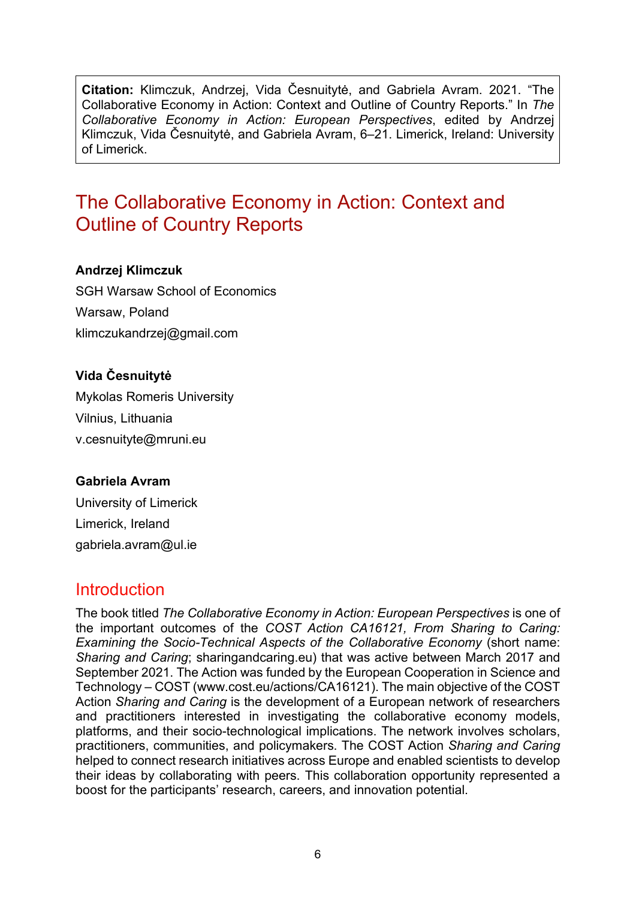**Citation:** Klimczuk, Andrzej, Vida Česnuitytė, and Gabriela Avram. 2021. "The Collaborative Economy in Action: Context and Outline of Country Reports." In *The Collaborative Economy in Action: European Perspectives*, edited by Andrzej Klimczuk, Vida Česnuitytė, and Gabriela Avram, 6–21. Limerick, Ireland: University of Limerick.

# The Collaborative Economy in Action: Context and Outline of Country Reports

**Andrzej Klimczuk**

SGH Warsaw School of Economics

Warsaw, Poland

klimczukandrzej@gmail.com

**Vida Česnuitytė**

Mykolas Romeris University

Vilnius, Lithuania

v.cesnuityte@mruni.eu

**Gabriela Avram**

University of Limerick

Limerick, Ireland

gabriela.avram@ul.ie

## Introduction

The book titled *The Collaborative Economy in Action: European Perspectives* is one of the important outcomes of the *COST Action CA16121, From Sharing to Caring: Examining the Socio-Technical Aspects of the Collaborative Economy* (short name: *Sharing and Caring*; sharingandcaring.eu) that was active between March 2017 and September 2021. The Action was funded by the European Cooperation in Science and Technology – COST (www.cost.eu/actions/CA16121). The main objective of the COST Action *Sharing and Caring* is the development of a European network of researchers and practitioners interested in investigating the collaborative economy models, platforms, and their socio-technological implications. The network involves scholars, practitioners, communities, and policymakers. The COST Action *Sharing and Caring* helped to connect research initiatives across Europe and enabled scientists to develop their ideas by collaborating with peers. This collaboration opportunity represented a boost for the participants' research, careers, and innovation potential.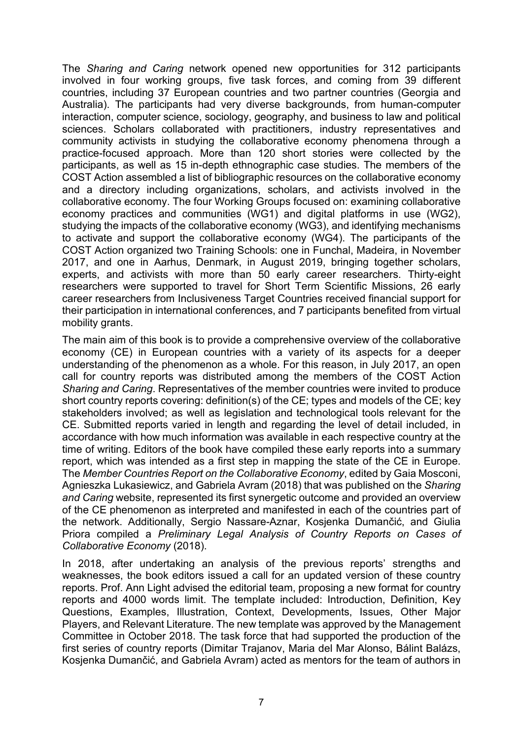The *Sharing and Caring* network opened new opportunities for 312 participants involved in four working groups, five task forces, and coming from 39 different countries, including 37 European countries and two partner countries (Georgia and Australia). The participants had very diverse backgrounds, from human-computer interaction, computer science, sociology, geography, and business to law and political sciences. Scholars collaborated with practitioners, industry representatives and community activists in studying the collaborative economy phenomena through a practice-focused approach. More than 120 short stories were collected by the participants, as well as 15 in-depth ethnographic case studies. The members of the COST Action assembled a list of bibliographic resources on the collaborative economy and a directory including organizations, scholars, and activists involved in the collaborative economy. The four Working Groups focused on: examining collaborative economy practices and communities (WG1) and digital platforms in use (WG2), studying the impacts of the collaborative economy (WG3), and identifying mechanisms to activate and support the collaborative economy (WG4). The participants of the COST Action organized two Training Schools: one in Funchal, Madeira, in November 2017, and one in Aarhus, Denmark, in August 2019, bringing together scholars, experts, and activists with more than 50 early career researchers. Thirty-eight researchers were supported to travel for Short Term Scientific Missions, 26 early career researchers from Inclusiveness Target Countries received financial support for their participation in international conferences, and 7 participants benefited from virtual mobility grants.

The main aim of this book is to provide a comprehensive overview of the collaborative economy (CE) in European countries with a variety of its aspects for a deeper understanding of the phenomenon as a whole. For this reason, in July 2017, an open call for country reports was distributed among the members of the COST Action *Sharing and Caring*. Representatives of the member countries were invited to produce short country reports covering: definition(s) of the CE; types and models of the CE; key stakeholders involved; as well as legislation and technological tools relevant for the CE. Submitted reports varied in length and regarding the level of detail included, in accordance with how much information was available in each respective country at the time of writing. Editors of the book have compiled these early reports into a summary report, which was intended as a first step in mapping the state of the CE in Europe. The *Member Countries Report on the Collaborative Economy*, edited by Gaia Mosconi, Agnieszka Lukasiewicz, and Gabriela Avram (2018) that was published on the *Sharing and Caring* website, represented its first synergetic outcome and provided an overview of the CE phenomenon as interpreted and manifested in each of the countries part of the network. Additionally, Sergio Nassare-Aznar, Kosjenka Dumančić, and Giulia Priora compiled a *Preliminary Legal Analysis of Country Reports on Cases of Collaborative Economy* (2018).

In 2018, after undertaking an analysis of the previous reports' strengths and weaknesses, the book editors issued a call for an updated version of these country reports. Prof. Ann Light advised the editorial team, proposing a new format for country reports and 4000 words limit. The template included: Introduction, Definition, Key Questions, Examples, Illustration, Context, Developments, Issues, Other Major Players, and Relevant Literature. The new template was approved by the Management Committee in October 2018. The task force that had supported the production of the first series of country reports (Dimitar Trajanov, Maria del Mar Alonso, Bálint Balázs, Kosjenka Dumančić, and Gabriela Avram) acted as mentors for the team of authors in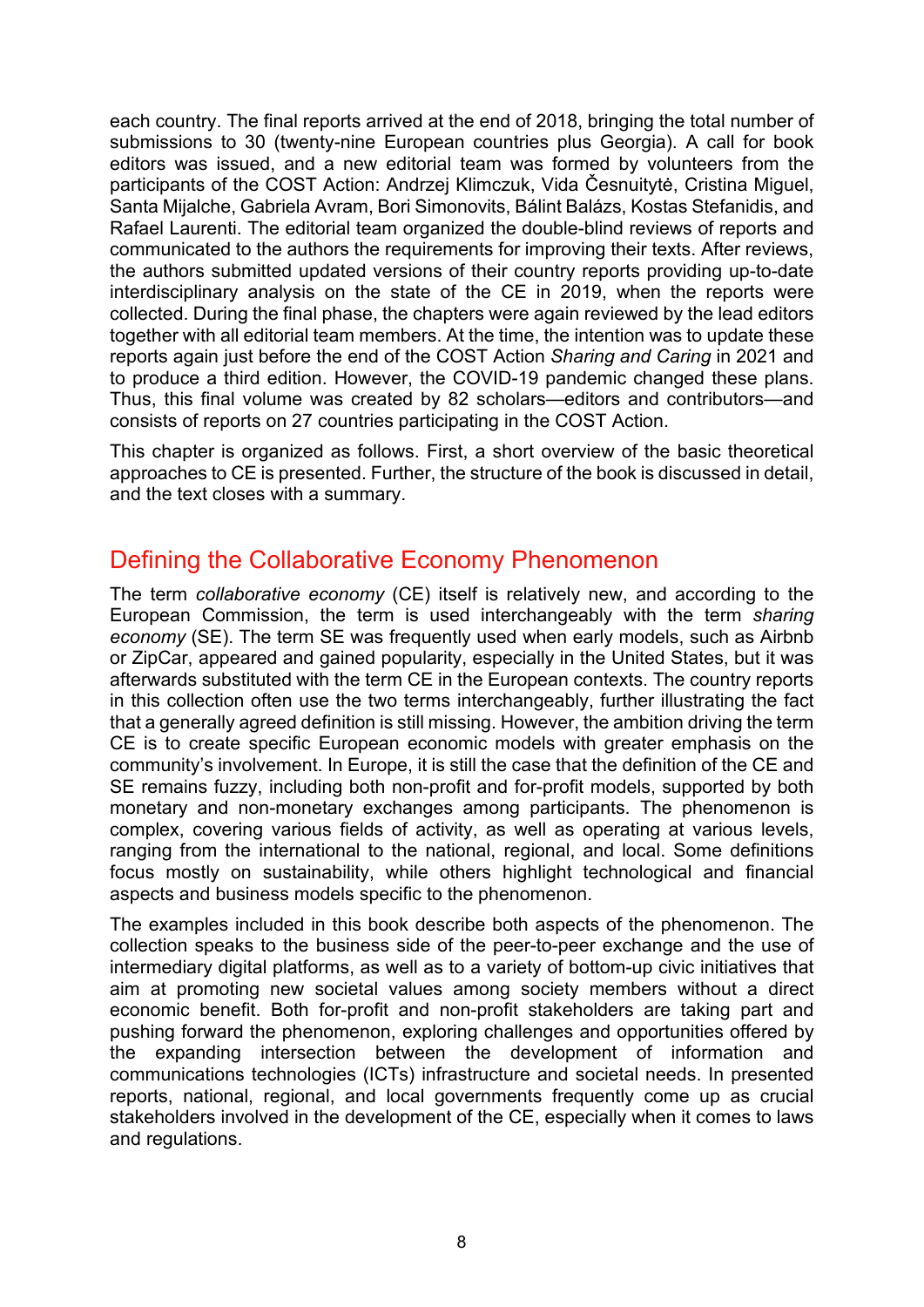each country. The final reports arrived at the end of 2018, bringing the total number of submissions to 30 (twenty-nine European countries plus Georgia). A call for book editors was issued, and a new editorial team was formed by volunteers from the participants of the COST Action: Andrzej Klimczuk, Vida Česnuitytė, Cristina Miguel, Santa Mijalche, Gabriela Avram, Bori Simonovits, Bálint Balázs, Kostas Stefanidis, and Rafael Laurenti. The editorial team organized the double-blind reviews of reports and communicated to the authors the requirements for improving their texts. After reviews, the authors submitted updated versions of their country reports providing up-to-date interdisciplinary analysis on the state of the CE in 2019, when the reports were collected. During the final phase, the chapters were again reviewed by the lead editors together with all editorial team members. At the time, the intention was to update these reports again just before the end of the COST Action *Sharing and Caring* in 2021 and to produce a third edition. However, the COVID-19 pandemic changed these plans. Thus, this final volume was created by 82 scholars—editors and contributors—and consists of reports on 27 countries participating in the COST Action.

This chapter is organized as follows. First, a short overview of the basic theoretical approaches to CE is presented. Further, the structure of the book is discussed in detail, and the text closes with a summary.

## Defining the Collaborative Economy Phenomenon

The term *collaborative economy* (CE) itself is relatively new, and according to the European Commission, the term is used interchangeably with the term *sharing economy* (SE). The term SE was frequently used when early models, such as Airbnb or ZipCar, appeared and gained popularity, especially in the United States, but it was afterwards substituted with the term CE in the European contexts. The country reports in this collection often use the two terms interchangeably, further illustrating the fact that a generally agreed definition is still missing. However, the ambition driving the term CE is to create specific European economic models with greater emphasis on the community's involvement. In Europe, it is still the case that the definition of the CE and SE remains fuzzy, including both non-profit and for-profit models, supported by both monetary and non-monetary exchanges among participants. The phenomenon is complex, covering various fields of activity, as well as operating at various levels, ranging from the international to the national, regional, and local. Some definitions focus mostly on sustainability, while others highlight technological and financial aspects and business models specific to the phenomenon.

The examples included in this book describe both aspects of the phenomenon. The collection speaks to the business side of the peer-to-peer exchange and the use of intermediary digital platforms, as well as to a variety of bottom-up civic initiatives that aim at promoting new societal values among society members without a direct economic benefit. Both for-profit and non-profit stakeholders are taking part and pushing forward the phenomenon, exploring challenges and opportunities offered by the expanding intersection between the development of information and communications technologies (ICTs) infrastructure and societal needs. In presented reports, national, regional, and local governments frequently come up as crucial stakeholders involved in the development of the CE, especially when it comes to laws and regulations.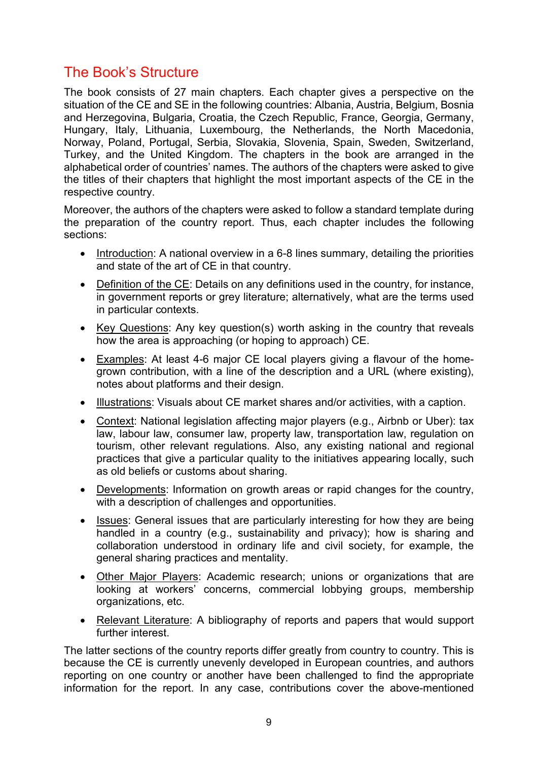## The Book's Structure

The book consists of 27 main chapters. Each chapter gives a perspective on the situation of the CE and SE in the following countries: Albania, Austria, Belgium, Bosnia and Herzegovina, Bulgaria, Croatia, the Czech Republic, France, Georgia, Germany, Hungary, Italy, Lithuania, Luxembourg, the Netherlands, the North Macedonia, Norway, Poland, Portugal, Serbia, Slovakia, Slovenia, Spain, Sweden, Switzerland, Turkey, and the United Kingdom. The chapters in the book are arranged in the alphabetical order of countries' names. The authors of the chapters were asked to give the titles of their chapters that highlight the most important aspects of the CE in the respective country.

Moreover, the authors of the chapters were asked to follow a standard template during the preparation of the country report. Thus, each chapter includes the following sections:

- Introduction: A national overview in a 6-8 lines summary, detailing the priorities and state of the art of CE in that country.
- Definition of the CE: Details on any definitions used in the country, for instance, in government reports or grey literature; alternatively, what are the terms used in particular contexts.
- Key Questions: Any key question(s) worth asking in the country that reveals how the area is approaching (or hoping to approach) CE.
- Examples: At least 4-6 major CE local players giving a flavour of the home-grown contribution, with a line of the description and a URL (where existing), notes about platforms and their design.
- Illustrations: Visuals about CE market shares and/or activities, with a caption.
- Context: National legislation affecting major players (e.g., Airbnb or Uber): tax law, labour law, consumer law, property law, transportation law, regulation on tourism, other relevant regulations. Also, any existing national and regional practices that give a particular quality to the initiatives appearing locally, such as old beliefs or customs about sharing.
- Developments: Information on growth areas or rapid changes for the country, with a description of challenges and opportunities.
- Issues: General issues that are particularly interesting for how they are being handled in a country (e.g., sustainability and privacy); how is sharing and collaboration understood in ordinary life and civil society, for example, the general sharing practices and mentality.
- Other Major Players: Academic research; unions or organizations that are looking at workers' concerns, commercial lobbying groups, membership organizations, etc.
- Relevant Literature: A bibliography of reports and papers that would support further interest.

The latter sections of the country reports differ greatly from country to country. This is because the CE is currently unevenly developed in European countries, and authors reporting on one country or another have been challenged to find the appropriate information for the report. In any case, contributions cover the above-mentioned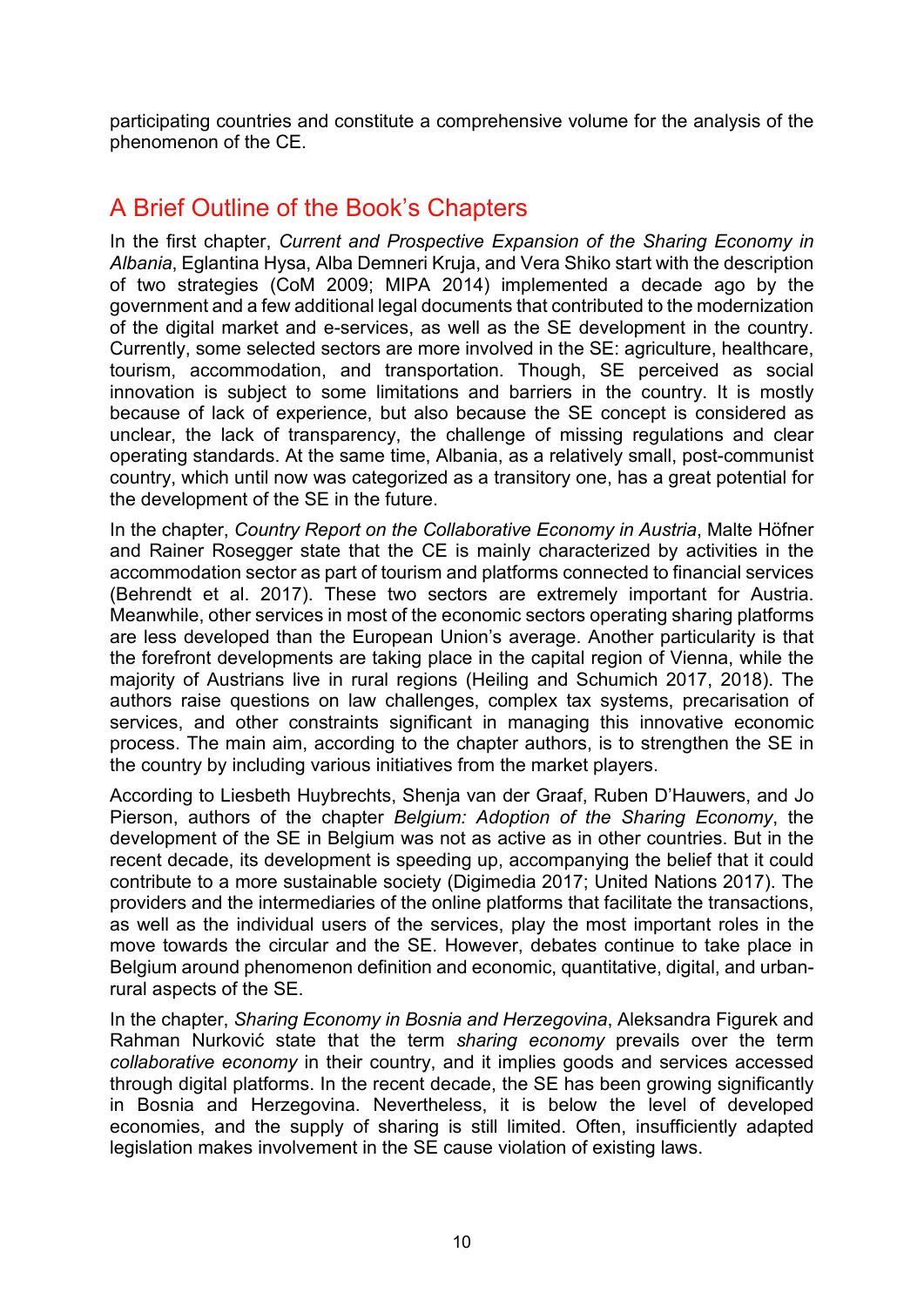participating countries and constitute a comprehensive volume for the analysis of the phenomenon of the CE.

## A Brief Outline of the Book's Chapters

In the first chapter, *Current and Prospective Expansion of the Sharing Economy in Albania*, Eglantina Hysa, Alba Demneri Kruja, and Vera Shiko start with the description of two strategies (CoM 2009; MIPA 2014) implemented a decade ago by the government and a few additional legal documents that contributed to the modernization of the digital market and e-services, as well as the SE development in the country. Currently, some selected sectors are more involved in the SE: agriculture, healthcare, tourism, accommodation, and transportation. Though, SE perceived as social innovation is subject to some limitations and barriers in the country. It is mostly because of lack of experience, but also because the SE concept is considered as unclear, the lack of transparency, the challenge of missing regulations and clear operating standards. At the same time, Albania, as a relatively small, post-communist country, which until now was categorized as a transitory one, has a great potential for the development of the SE in the future.

In the chapter, *Country Report on the Collaborative Economy in Austria*, Malte Höfner and Rainer Rosegger state that the CE is mainly characterized by activities in the accommodation sector as part of tourism and platforms connected to financial services (Behrendt et al. 2017). These two sectors are extremely important for Austria. Meanwhile, other services in most of the economic sectors operating sharing platforms are less developed than the European Union's average. Another particularity is that the forefront developments are taking place in the capital region of Vienna, while the majority of Austrians live in rural regions (Heiling and Schumich 2017, 2018). The authors raise questions on law challenges, complex tax systems, precarisation of services, and other constraints significant in managing this innovative economic process. The main aim, according to the chapter authors, is to strengthen the SE in the country by including various initiatives from the market players.

According to Liesbeth Huybrechts, Shenja van der Graaf, Ruben D'Hauwers, and Jo Pierson, authors of the chapter *Belgium: Adoption of the Sharing Economy*, the development of the SE in Belgium was not as active as in other countries. But in the recent decade, its development is speeding up, accompanying the belief that it could contribute to a more sustainable society (Digimedia 2017; United Nations 2017). The providers and the intermediaries of the online platforms that facilitate the transactions, as well as the individual users of the services, play the most important roles in the move towards the circular and the SE. However, debates continue to take place in Belgium around phenomenon definition and economic, quantitative, digital, and urban-rural aspects of the SE.

In the chapter, *Sharing Economy in Bosnia and Herzegovina*, Aleksandra Figurek and Rahman Nurković state that the term *sharing economy* prevails over the term *collaborative economy* in their country, and it implies goods and services accessed through digital platforms. In the recent decade, the SE has been growing significantly in Bosnia and Herzegovina. Nevertheless, it is below the level of developed economies, and the supply of sharing is still limited. Often, insufficiently adapted legislation makes involvement in the SE cause violation of existing laws.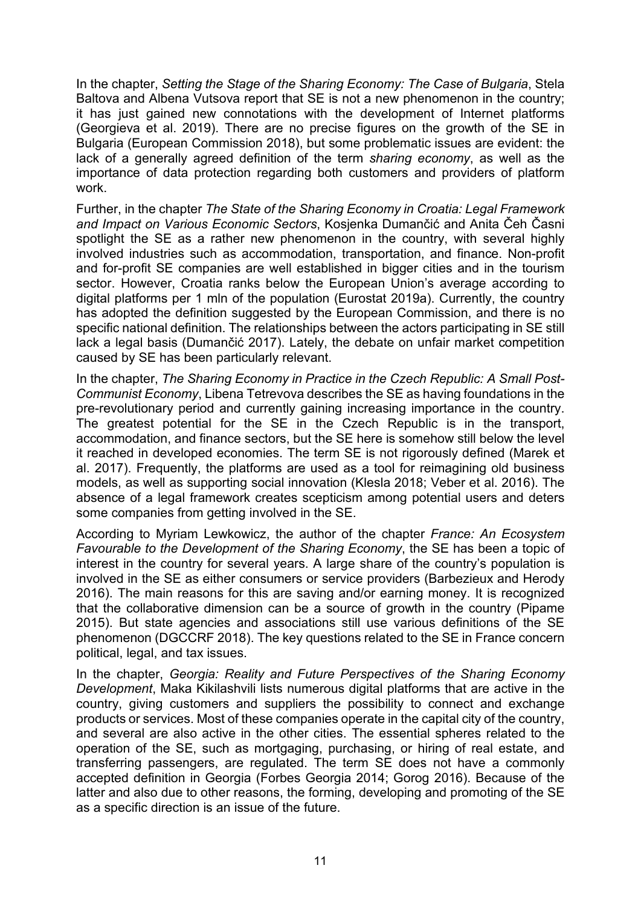In the chapter, *Setting the Stage of the Sharing Economy: The Case of Bulgaria*, Stela Baltova and Albena Vutsova report that SE is not a new phenomenon in the country; it has just gained new connotations with the development of Internet platforms (Georgieva et al. 2019). There are no precise figures on the growth of the SE in Bulgaria (European Commission 2018), but some problematic issues are evident: the lack of a generally agreed definition of the term *sharing economy*, as well as the importance of data protection regarding both customers and providers of platform work.

Further, in the chapter *The State of the Sharing Economy in Croatia: Legal Framework and Impact on Various Economic Sectors*, Kosjenka Dumančić and Anita Čeh Časni spotlight the SE as a rather new phenomenon in the country, with several highly involved industries such as accommodation, transportation, and finance. Non-profit and for-profit SE companies are well established in bigger cities and in the tourism sector. However, Croatia ranks below the European Union's average according to digital platforms per 1 mln of the population (Eurostat 2019a). Currently, the country has adopted the definition suggested by the European Commission, and there is no specific national definition. The relationships between the actors participating in SE still lack a legal basis (Dumančić 2017). Lately, the debate on unfair market competition caused by SE has been particularly relevant.

In the chapter, *The Sharing Economy in Practice in the Czech Republic: A Small Post-Communist Economy*, Libena Tetrevova describes the SE as having foundations in the pre-revolutionary period and currently gaining increasing importance in the country. The greatest potential for the SE in the Czech Republic is in the transport, accommodation, and finance sectors, but the SE here is somehow still below the level it reached in developed economies. The term SE is not rigorously defined (Marek et al. 2017). Frequently, the platforms are used as a tool for reimagining old business models, as well as supporting social innovation (Klesla 2018; Veber et al. 2016). The absence of a legal framework creates scepticism among potential users and deters some companies from getting involved in the SE.

According to Myriam Lewkowicz, the author of the chapter *France: An Ecosystem Favourable to the Development of the Sharing Economy*, the SE has been a topic of interest in the country for several years. A large share of the country's population is involved in the SE as either consumers or service providers (Barbezieux and Herody 2016). The main reasons for this are saving and/or earning money. It is recognized that the collaborative dimension can be a source of growth in the country (Pipame 2015). But state agencies and associations still use various definitions of the SE phenomenon (DGCCRF 2018). The key questions related to the SE in France concern political, legal, and tax issues.

In the chapter, *Georgia: Reality and Future Perspectives of the Sharing Economy Development*, Maka Kikilashvili lists numerous digital platforms that are active in the country, giving customers and suppliers the possibility to connect and exchange products or services. Most of these companies operate in the capital city of the country, and several are also active in the other cities. The essential spheres related to the operation of the SE, such as mortgaging, purchasing, or hiring of real estate, and transferring passengers, are regulated. The term SE does not have a commonly accepted definition in Georgia (Forbes Georgia 2014; Gorog 2016). Because of the latter and also due to other reasons, the forming, developing and promoting of the SE as a specific direction is an issue of the future.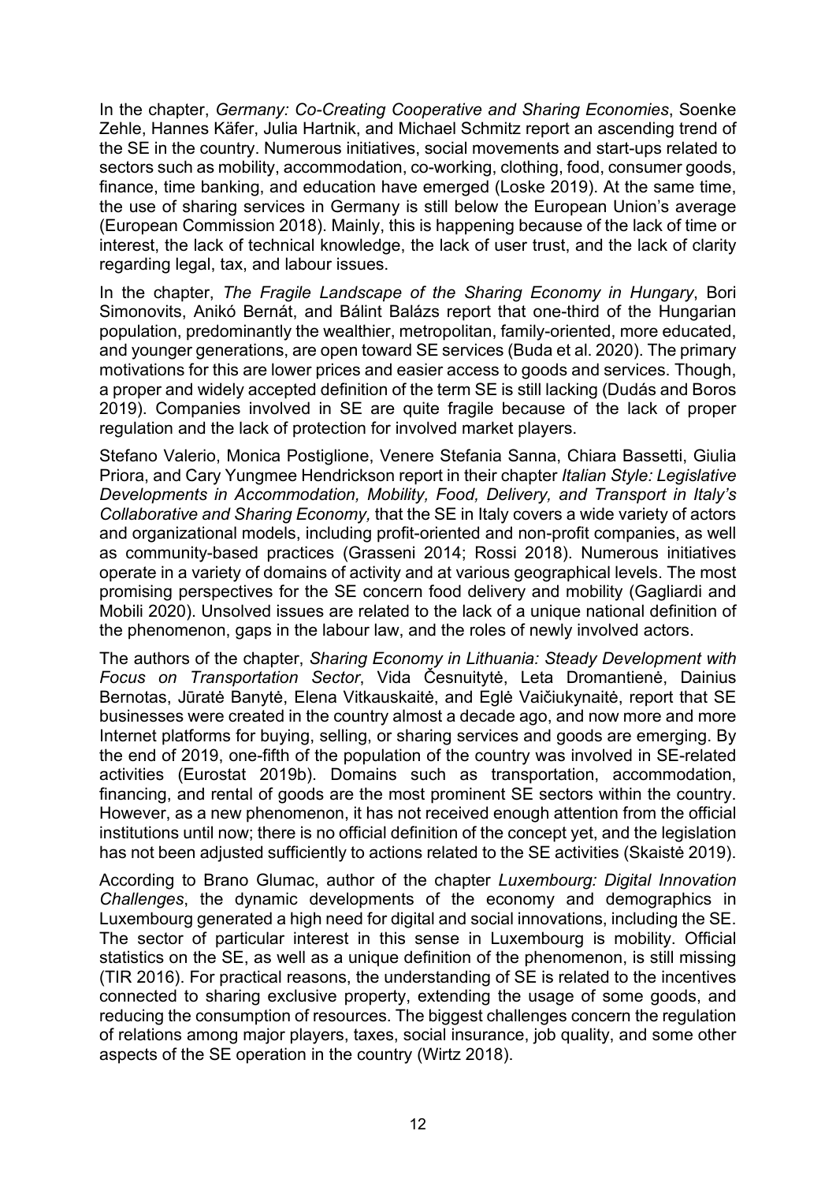In the chapter, *Germany: Co-Creating Cooperative and Sharing Economies*, Soenke Zehle, Hannes Käfer, Julia Hartnik, and Michael Schmitz report an ascending trend of the SE in the country. Numerous initiatives, social movements and start-ups related to sectors such as mobility, accommodation, co-working, clothing, food, consumer goods, finance, time banking, and education have emerged (Loske 2019). At the same time, the use of sharing services in Germany is still below the European Union's average (European Commission 2018). Mainly, this is happening because of the lack of time or interest, the lack of technical knowledge, the lack of user trust, and the lack of clarity regarding legal, tax, and labour issues.

In the chapter, *The Fragile Landscape of the Sharing Economy in Hungary*, Bori Simonovits, Anikó Bernát, and Bálint Balázs report that one-third of the Hungarian population, predominantly the wealthier, metropolitan, family-oriented, more educated, and younger generations, are open toward SE services (Buda et al. 2020). The primary motivations for this are lower prices and easier access to goods and services. Though, a proper and widely accepted definition of the term SE is still lacking (Dudás and Boros 2019). Companies involved in SE are quite fragile because of the lack of proper regulation and the lack of protection for involved market players.

Stefano Valerio, Monica Postiglione, Venere Stefania Sanna, Chiara Bassetti, Giulia Priora, and Cary Yungmee Hendrickson report in their chapter *Italian Style: Legislative Developments in Accommodation, Mobility, Food, Delivery, and Transport in Italy's Collaborative and Sharing Economy,* that the SE in Italy covers a wide variety of actors and organizational models, including profit-oriented and non-profit companies, as well as community-based practices (Grasseni 2014; Rossi 2018). Numerous initiatives operate in a variety of domains of activity and at various geographical levels. The most promising perspectives for the SE concern food delivery and mobility (Gagliardi and Mobili 2020). Unsolved issues are related to the lack of a unique national definition of the phenomenon, gaps in the labour law, and the roles of newly involved actors.

The authors of the chapter, *Sharing Economy in Lithuania: Steady Development with Focus on Transportation Sector*, Vida Česnuitytė, Leta Dromantienė, Dainius Bernotas, Jūratė Banytė, Elena Vitkauskaitė, and Eglė Vaičiukynaitė, report that SE businesses were created in the country almost a decade ago, and now more and more Internet platforms for buying, selling, or sharing services and goods are emerging. By the end of 2019, one-fifth of the population of the country was involved in SE-related activities (Eurostat 2019b). Domains such as transportation, accommodation, financing, and rental of goods are the most prominent SE sectors within the country. However, as a new phenomenon, it has not received enough attention from the official institutions until now; there is no official definition of the concept yet, and the legislation has not been adjusted sufficiently to actions related to the SE activities (Skaistė 2019).

According to Brano Glumac, author of the chapter *Luxembourg: Digital Innovation Challenges*, the dynamic developments of the economy and demographics in Luxembourg generated a high need for digital and social innovations, including the SE. The sector of particular interest in this sense in Luxembourg is mobility. Official statistics on the SE, as well as a unique definition of the phenomenon, is still missing (TIR 2016). For practical reasons, the understanding of SE is related to the incentives connected to sharing exclusive property, extending the usage of some goods, and reducing the consumption of resources. The biggest challenges concern the regulation of relations among major players, taxes, social insurance, job quality, and some other aspects of the SE operation in the country (Wirtz 2018).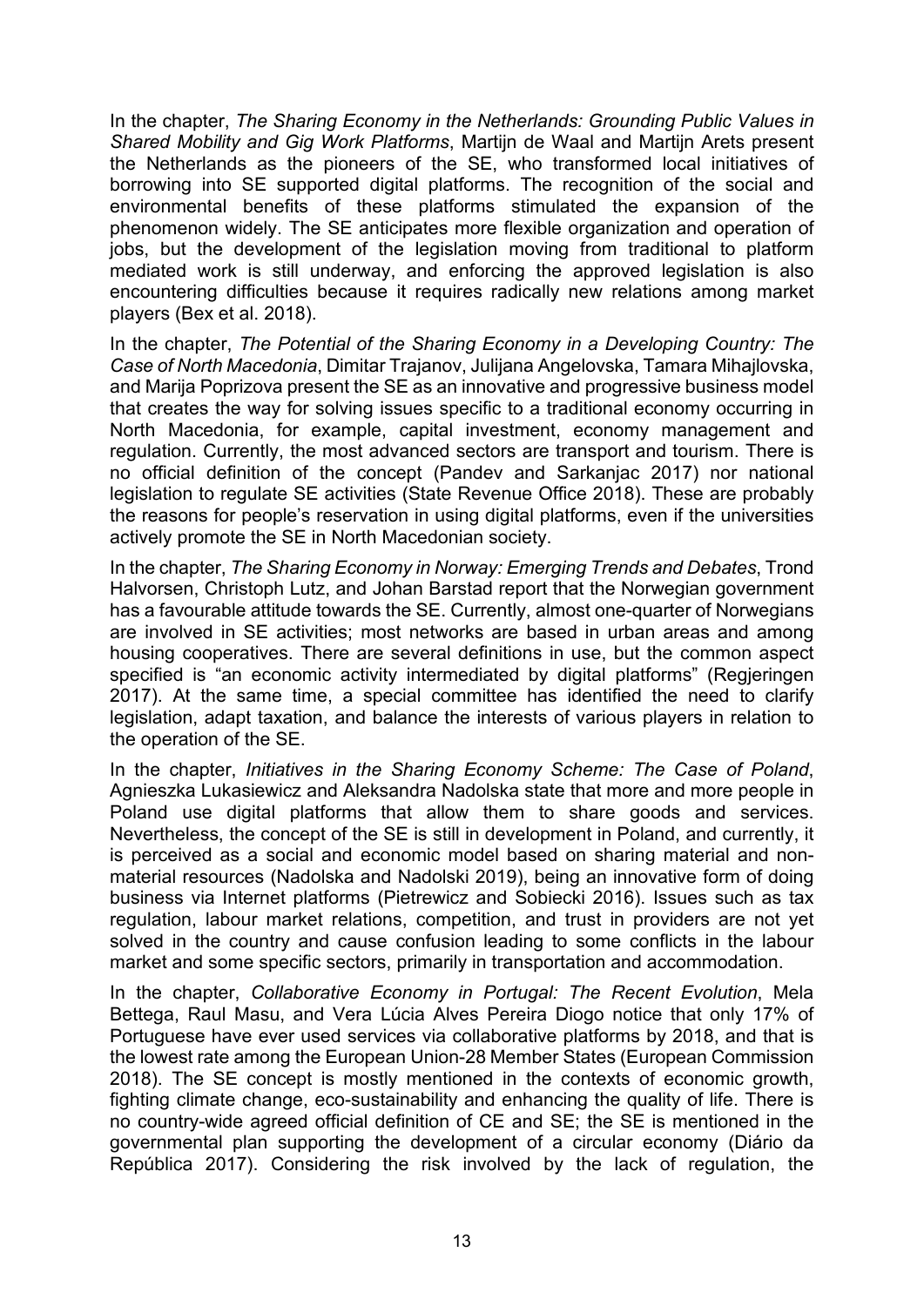In the chapter, *The Sharing Economy in the Netherlands: Grounding Public Values in Shared Mobility and Gig Work Platforms*, Martijn de Waal and Martijn Arets present the Netherlands as the pioneers of the SE, who transformed local initiatives of borrowing into SE supported digital platforms. The recognition of the social and environmental benefits of these platforms stimulated the expansion of the phenomenon widely. The SE anticipates more flexible organization and operation of jobs, but the development of the legislation moving from traditional to platform mediated work is still underway, and enforcing the approved legislation is also encountering difficulties because it requires radically new relations among market players (Bex et al. 2018).

In the chapter, *The Potential of the Sharing Economy in a Developing Country: The Case of North Macedonia*, Dimitar Trajanov, Julijana Angelovska, Tamara Mihajlovska, and Marija Poprizova present the SE as an innovative and progressive business model that creates the way for solving issues specific to a traditional economy occurring in North Macedonia, for example, capital investment, economy management and regulation. Currently, the most advanced sectors are transport and tourism. There is no official definition of the concept (Pandev and Sarkanjac 2017) nor national legislation to regulate SE activities (State Revenue Office 2018). These are probably the reasons for people's reservation in using digital platforms, even if the universities actively promote the SE in North Macedonian society.

In the chapter, *The Sharing Economy in Norway: Emerging Trends and Debates*, Trond Halvorsen, Christoph Lutz, and Johan Barstad report that the Norwegian government has a favourable attitude towards the SE. Currently, almost one-quarter of Norwegians are involved in SE activities; most networks are based in urban areas and among housing cooperatives. There are several definitions in use, but the common aspect specified is "an economic activity intermediated by digital platforms" (Regjeringen 2017). At the same time, a special committee has identified the need to clarify legislation, adapt taxation, and balance the interests of various players in relation to the operation of the SE.

In the chapter, *Initiatives in the Sharing Economy Scheme: The Case of Poland*, Agnieszka Lukasiewicz and Aleksandra Nadolska state that more and more people in Poland use digital platforms that allow them to share goods and services. Nevertheless, the concept of the SE is still in development in Poland, and currently, it is perceived as a social and economic model based on sharing material and non-material resources (Nadolska and Nadolski 2019), being an innovative form of doing business via Internet platforms (Pietrewicz and Sobiecki 2016). Issues such as tax regulation, labour market relations, competition, and trust in providers are not yet solved in the country and cause confusion leading to some conflicts in the labour market and some specific sectors, primarily in transportation and accommodation.

In the chapter, *Collaborative Economy in Portugal: The Recent Evolution*, Mela Bettega, Raul Masu, and Vera Lúcia Alves Pereira Diogo notice that only 17% of Portuguese have ever used services via collaborative platforms by 2018, and that is the lowest rate among the European Union-28 Member States (European Commission 2018). The SE concept is mostly mentioned in the contexts of economic growth, fighting climate change, eco-sustainability and enhancing the quality of life. There is no country-wide agreed official definition of CE and SE; the SE is mentioned in the governmental plan supporting the development of a circular economy (Diário da República 2017). Considering the risk involved by the lack of regulation, the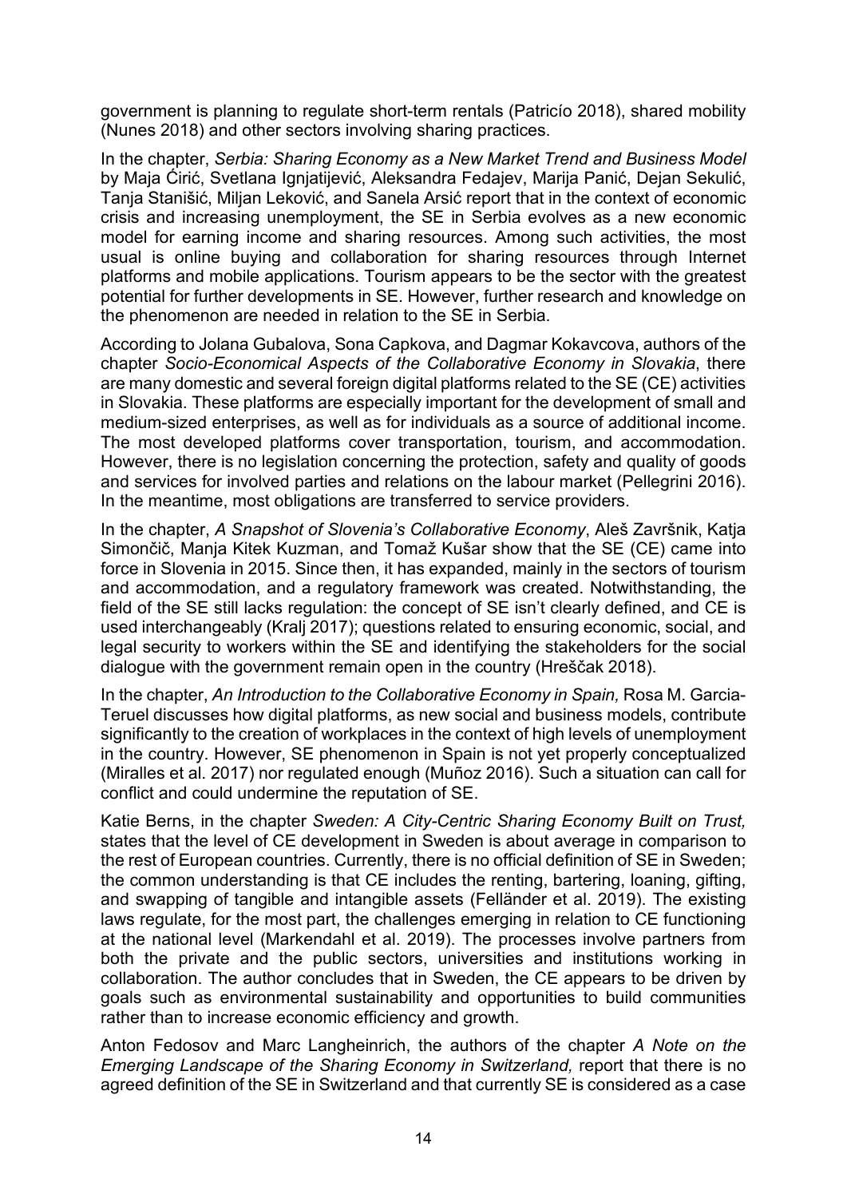government is planning to regulate short-term rentals (Patricío 2018), shared mobility (Nunes 2018) and other sectors involving sharing practices.

In the chapter, *Serbia: Sharing Economy as a New Market Trend and Business Model* by Maja Ćirić, Svetlana Ignjatijević, Aleksandra Fedajev, Marija Panić, Dejan Sekulić, Tanja Stanišić, Miljan Leković, and Sanela Arsić report that in the context of economic crisis and increasing unemployment, the SE in Serbia evolves as a new economic model for earning income and sharing resources. Among such activities, the most usual is online buying and collaboration for sharing resources through Internet platforms and mobile applications. Tourism appears to be the sector with the greatest potential for further developments in SE. However, further research and knowledge on the phenomenon are needed in relation to the SE in Serbia.

According to Jolana Gubalova, Sona Capkova, and Dagmar Kokavcova, authors of the chapter *Socio-Economical Aspects of the Collaborative Economy in Slovakia*, there are many domestic and several foreign digital platforms related to the SE (CE) activities in Slovakia. These platforms are especially important for the development of small and medium-sized enterprises, as well as for individuals as a source of additional income. The most developed platforms cover transportation, tourism, and accommodation. However, there is no legislation concerning the protection, safety and quality of goods and services for involved parties and relations on the labour market (Pellegrini 2016). In the meantime, most obligations are transferred to service providers.

In the chapter, *A Snapshot of Slovenia's Collaborative Economy*, Aleš Završnik, Katja Simončič, Manja Kitek Kuzman, and Tomaž Kušar show that the SE (CE) came into force in Slovenia in 2015. Since then, it has expanded, mainly in the sectors of tourism and accommodation, and a regulatory framework was created. Notwithstanding, the field of the SE still lacks regulation: the concept of SE isn't clearly defined, and CE is used interchangeably (Kralj 2017); questions related to ensuring economic, social, and legal security to workers within the SE and identifying the stakeholders for the social dialogue with the government remain open in the country (Hreščak 2018).

In the chapter, *An Introduction to the Collaborative Economy in Spain,* Rosa M. Garcia-Teruel discusses how digital platforms, as new social and business models, contribute significantly to the creation of workplaces in the context of high levels of unemployment in the country. However, SE phenomenon in Spain is not yet properly conceptualized (Miralles et al. 2017) nor regulated enough (Muñoz 2016). Such a situation can call for conflict and could undermine the reputation of SE.

Katie Berns, in the chapter *Sweden: A City-Centric Sharing Economy Built on Trust,* states that the level of CE development in Sweden is about average in comparison to the rest of European countries. Currently, there is no official definition of SE in Sweden; the common understanding is that CE includes the renting, bartering, loaning, gifting, and swapping of tangible and intangible assets (Felländer et al. 2019). The existing laws regulate, for the most part, the challenges emerging in relation to CE functioning at the national level (Markendahl et al. 2019). The processes involve partners from both the private and the public sectors, universities and institutions working in collaboration. The author concludes that in Sweden, the CE appears to be driven by goals such as environmental sustainability and opportunities to build communities rather than to increase economic efficiency and growth.

Anton Fedosov and Marc Langheinrich, the authors of the chapter *A Note on the Emerging Landscape of the Sharing Economy in Switzerland,* report that there is no agreed definition of the SE in Switzerland and that currently SE is considered as a case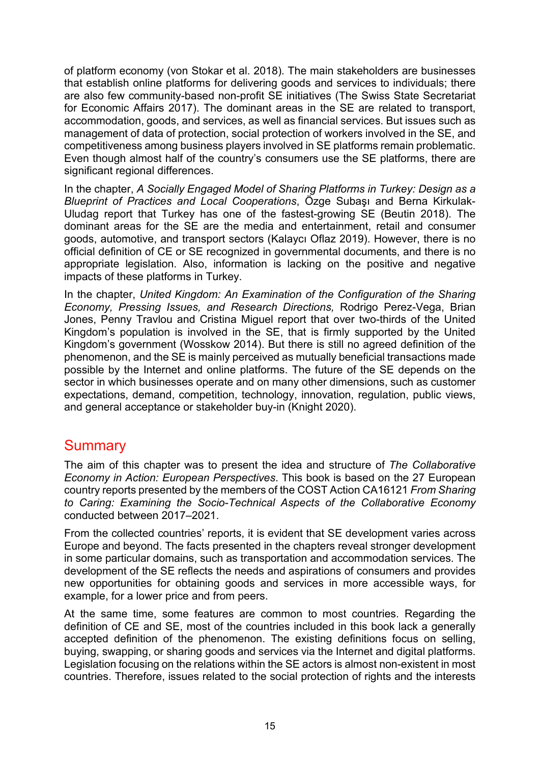of platform economy (von Stokar et al. 2018). The main stakeholders are businesses that establish online platforms for delivering goods and services to individuals; there are also few community-based non-profit SE initiatives (The Swiss State Secretariat for Economic Affairs 2017). The dominant areas in the SE are related to transport, accommodation, goods, and services, as well as financial services. But issues such as management of data of protection, social protection of workers involved in the SE, and competitiveness among business players involved in SE platforms remain problematic. Even though almost half of the country's consumers use the SE platforms, there are significant regional differences.

In the chapter, *A Socially Engaged Model of Sharing Platforms in Turkey: Design as a Blueprint of Practices and Local Cooperations*, Özge Subaşı and Berna Kirkulak-Uludag report that Turkey has one of the fastest-growing SE (Beutin 2018). The dominant areas for the SE are the media and entertainment, retail and consumer goods, automotive, and transport sectors (Kalaycı Oflaz 2019). However, there is no official definition of CE or SE recognized in governmental documents, and there is no appropriate legislation. Also, information is lacking on the positive and negative impacts of these platforms in Turkey.

In the chapter, *United Kingdom: An Examination of the Configuration of the Sharing Economy, Pressing Issues, and Research Directions,* Rodrigo Perez-Vega, Brian Jones, Penny Travlou and Cristina Miguel report that over two-thirds of the United Kingdom's population is involved in the SE, that is firmly supported by the United Kingdom's government (Wosskow 2014). But there is still no agreed definition of the phenomenon, and the SE is mainly perceived as mutually beneficial transactions made possible by the Internet and online platforms. The future of the SE depends on the sector in which businesses operate and on many other dimensions, such as customer expectations, demand, competition, technology, innovation, regulation, public views, and general acceptance or stakeholder buy-in (Knight 2020).

## Summary

The aim of this chapter was to present the idea and structure of *The Collaborative Economy in Action: European Perspectives*. This book is based on the 27 European country reports presented by the members of the COST Action CA16121 *From Sharing to Caring: Examining the Socio-Technical Aspects of the Collaborative Economy* conducted between 2017–2021.

From the collected countries' reports, it is evident that SE development varies across Europe and beyond. The facts presented in the chapters reveal stronger development in some particular domains, such as transportation and accommodation services. The development of the SE reflects the needs and aspirations of consumers and provides new opportunities for obtaining goods and services in more accessible ways, for example, for a lower price and from peers.

At the same time, some features are common to most countries. Regarding the definition of CE and SE, most of the countries included in this book lack a generally accepted definition of the phenomenon. The existing definitions focus on selling, buying, swapping, or sharing goods and services via the Internet and digital platforms. Legislation focusing on the relations within the SE actors is almost non-existent in most countries. Therefore, issues related to the social protection of rights and the interests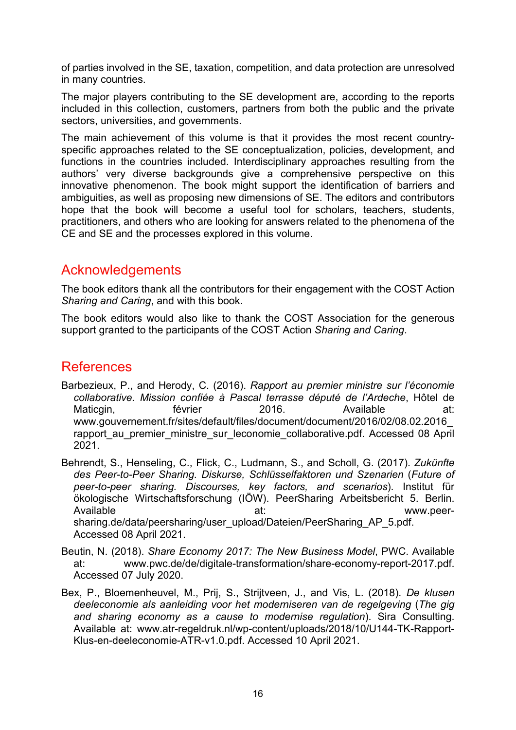of parties involved in the SE, taxation, competition, and data protection are unresolved in many countries.

The major players contributing to the SE development are, according to the reports included in this collection, customers, partners from both the public and the private sectors, universities, and governments.

The main achievement of this volume is that it provides the most recent country-specific approaches related to the SE conceptualization, policies, development, and functions in the countries included. Interdisciplinary approaches resulting from the authors' very diverse backgrounds give a comprehensive perspective on this innovative phenomenon. The book might support the identification of barriers and ambiguities, as well as proposing new dimensions of SE. The editors and contributors hope that the book will become a useful tool for scholars, teachers, students, practitioners, and others who are looking for answers related to the phenomena of the CE and SE and the processes explored in this volume.

## Acknowledgements

The book editors thank all the contributors for their engagement with the COST Action *Sharing and Caring*, and with this book.

The book editors would also like to thank the COST Association for the generous support granted to the participants of the COST Action *Sharing and Caring*.

## References

Barbezieux, P., and Herody, C. (2016). *Rapport au premier ministre sur l'économie collaborative. Mission confiée à Pascal terrasse député de l'Ardeche*, Hôtel de Maticgin, février 2016. Available at: www.gouvernement.fr/sites/default/files/document/document/2016/02/08.02.2016_rapport_au_premier_ministre_sur_leconomie_collaborative.pdf. Accessed 08 April 2021.

Behrendt, S., Henseling, C., Flick, C., Ludmann, S., and Scholl, G. (2017). *Zukünfte des Peer-to-Peer Sharing. Diskurse, Schlüsselfaktoren und Szenarien* (*Future of peer-to-peer sharing. Discourses, key factors, and scenarios*). Institut für ökologische Wirtschaftsforschung (IÖW). PeerSharing Arbeitsbericht 5. Berlin. Available at: www.peer-sharing.de/data/peersharing/user_upload/Dateien/PeerSharing_AP_5.pdf. Accessed 08 April 2021.

Beutin, N. (2018). *Share Economy 2017: The New Business Model*, PWC. Available at: www.pwc.de/de/digitale-transformation/share-economy-report-2017.pdf. Accessed 07 July 2020.

Bex, P., Bloemenheuvel, M., Prij, S., Strijtveen, J., and Vis, L. (2018). *De klusen deeleconomie als aanleiding voor het moderniseren van de regelgeving* (*The gig and sharing economy as a cause to modernise regulation*). Sira Consulting. Available at: www.atr-regeldruk.nl/wp-content/uploads/2018/10/U144-TK-Rapport-Klus-en-deeleconomie-ATR-v1.0.pdf. Accessed 10 April 2021.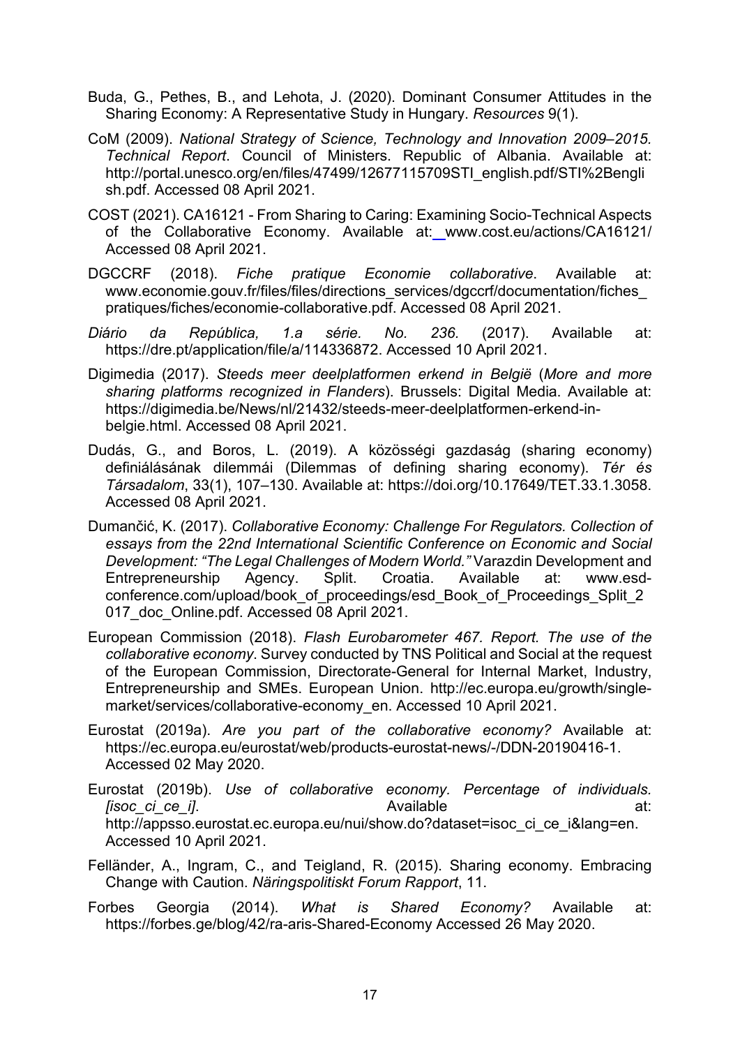Buda, G., Pethes, B., and Lehota, J. (2020). Dominant Consumer Attitudes in the Sharing Economy: A Representative Study in Hungary. *Resources* 9(1).

CoM (2009). *National Strategy of Science, Technology and Innovation 2009–2015. Technical Report*. Council of Ministers. Republic of Albania. Available at: http://portal.unesco.org/en/files/47499/12677115709STI_english.pdf/STI%2Benglish.pdf. Accessed 08 April 2021.

COST (2021). CA16121 - From Sharing to Caring: Examining Socio-Technical Aspects of the Collaborative Economy. Available at: www.cost.eu/actions/CA16121/ Accessed 08 April 2021.

DGCCRF (2018). *Fiche pratique Economie collaborative*. Available at: www.economie.gouv.fr/files/files/directions_services/dgccrf/documentation/fiches_pratiques/fiches/economie-collaborative.pdf. Accessed 08 April 2021.

*Diário da República, 1.a série. No. 236.* (2017). Available at: https://dre.pt/application/file/a/114336872. Accessed 10 April 2021.

Digimedia (2017). *Steeds meer deelplatformen erkend in België* (*More and more sharing platforms recognized in Flanders*). Brussels: Digital Media. Available at: https://digimedia.be/News/nl/21432/steeds-meer-deelplatformen-erkend-in-belgie.html. Accessed 08 April 2021.

Dudás, G., and Boros, L. (2019). A közösségi gazdaság (sharing economy) definiálásának dilemmái (Dilemmas of defining sharing economy). *Tér és Társadalom*, 33(1), 107–130. Available at: https://doi.org/10.17649/TET.33.1.3058. Accessed 08 April 2021.

Dumančić, K. (2017). *Collaborative Economy: Challenge For Regulators. Collection of essays from the 22nd International Scientific Conference on Economic and Social Development: "The Legal Challenges of Modern World."* Varazdin Development and Entrepreneurship Agency. Split. Croatia. Available at: www.esd-conference.com/upload/book_of_proceedings/esd_Book_of_Proceedings_Split_2017_doc_Online.pdf. Accessed 08 April 2021.

European Commission (2018). *Flash Eurobarometer 467. Report. The use of the collaborative economy*. Survey conducted by TNS Political and Social at the request of the European Commission, Directorate-General for Internal Market, Industry, Entrepreneurship and SMEs. European Union. http://ec.europa.eu/growth/single-market/services/collaborative-economy_en. Accessed 10 April 2021.

Eurostat (2019a). *Are you part of the collaborative economy?* Available at: https://ec.europa.eu/eurostat/web/products-eurostat-news/-/DDN-20190416-1. Accessed 02 May 2020.

Eurostat (2019b). *Use of collaborative economy. Percentage of individuals. [isoc_ci_ce_i]*. Available at: http://appsso.eurostat.ec.europa.eu/nui/show.do?dataset=isoc_ci_ce_i&lang=en. Accessed 10 April 2021.

Felländer, A., Ingram, C., and Teigland, R. (2015). Sharing economy. Embracing Change with Caution. *Näringspolitiskt Forum Rapport*, 11.

Forbes Georgia (2014). *What is Shared Economy?* Available at: https://forbes.ge/blog/42/ra-aris-Shared-Economy Accessed 26 May 2020.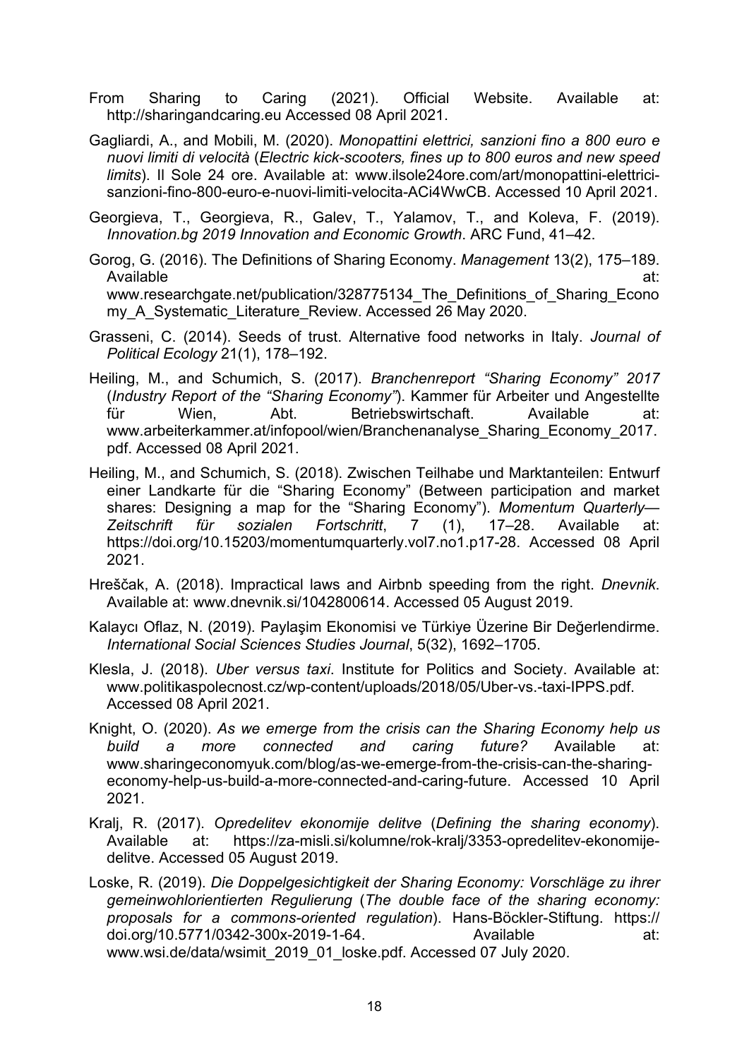From Sharing to Caring (2021). Official Website. Available at: http://sharingandcaring.eu Accessed 08 April 2021.

Gagliardi, A., and Mobili, M. (2020). *Monopattini elettrici, sanzioni fino a 800 euro e nuovi limiti di velocità* (*Electric kick-scooters, fines up to 800 euros and new speed limits*). Il Sole 24 ore. Available at: www.ilsole24ore.com/art/monopattini-elettrici-sanzioni-fino-800-euro-e-nuovi-limiti-velocita-ACi4WwCB. Accessed 10 April 2021.

Georgieva, T., Georgieva, R., Galev, T., Yalamov, T., and Koleva, F. (2019). *Innovation.bg 2019 Innovation and Economic Growth*. ARC Fund, 41–42.

Gorog, G. (2016). The Definitions of Sharing Economy. *Management* 13(2), 175–189. Available at: www.researchgate.net/publication/328775134_The_Definitions_of_Sharing_Economy_A_Systematic_Literature_Review. Accessed 26 May 2020.

Grasseni, C. (2014). Seeds of trust. Alternative food networks in Italy. *Journal of Political Ecology* 21(1), 178–192.

Heiling, M., and Schumich, S. (2017). *Branchenreport "Sharing Economy" 2017* (*Industry Report of the "Sharing Economy"*). Kammer für Arbeiter und Angestellte für Wien, Abt. Betriebswirtschaft. Available at: www.arbeiterkammer.at/infopool/wien/Branchenanalyse_Sharing_Economy_2017.pdf. Accessed 08 April 2021.

Heiling, M., and Schumich, S. (2018). Zwischen Teilhabe und Marktanteilen: Entwurf einer Landkarte für die "Sharing Economy" (Between participation and market shares: Designing a map for the "Sharing Economy"). *Momentum Quarterly—Zeitschrift für sozialen Fortschritt*, 7 (1), 17–28. Available at: https://doi.org/10.15203/momentumquarterly.vol7.no1.p17-28. Accessed 08 April 2021.

Hreščak, A. (2018). Impractical laws and Airbnb speeding from the right. *Dnevnik*. Available at: www.dnevnik.si/1042800614. Accessed 05 August 2019.

Kalaycı Oflaz, N. (2019). Paylaşim Ekonomisi ve Türkiye Üzerine Bir Değerlendirme. *International Social Sciences Studies Journal*, 5(32), 1692–1705.

Klesla, J. (2018). *Uber versus taxi*. Institute for Politics and Society. Available at: www.politikaspolecnost.cz/wp-content/uploads/2018/05/Uber-vs.-taxi-IPPS.pdf. Accessed 08 April 2021.

Knight, O. (2020). *As we emerge from the crisis can the Sharing Economy help us build a more connected and caring future?* Available at: www.sharingeconomyuk.com/blog/as-we-emerge-from-the-crisis-can-the-sharing-economy-help-us-build-a-more-connected-and-caring-future. Accessed 10 April 2021.

Kralj, R. (2017). *Opredelitev ekonomije delitve* (*Defining the sharing economy*). Available at: https://za-misli.si/kolumne/rok-kralj/3353-opredelitev-ekonomije-delitve. Accessed 05 August 2019.

Loske, R. (2019). *Die Doppelgesichtigkeit der Sharing Economy: Vorschläge zu ihrer gemeinwohlorientierten Regulierung* (*The double face of the sharing economy: proposals for a commons-oriented regulation*). Hans-Böckler-Stiftung. https://doi.org/10.5771/0342-300x-2019-1-64. Available at: www.wsi.de/data/wsimit_2019_01_loske.pdf. Accessed 07 July 2020.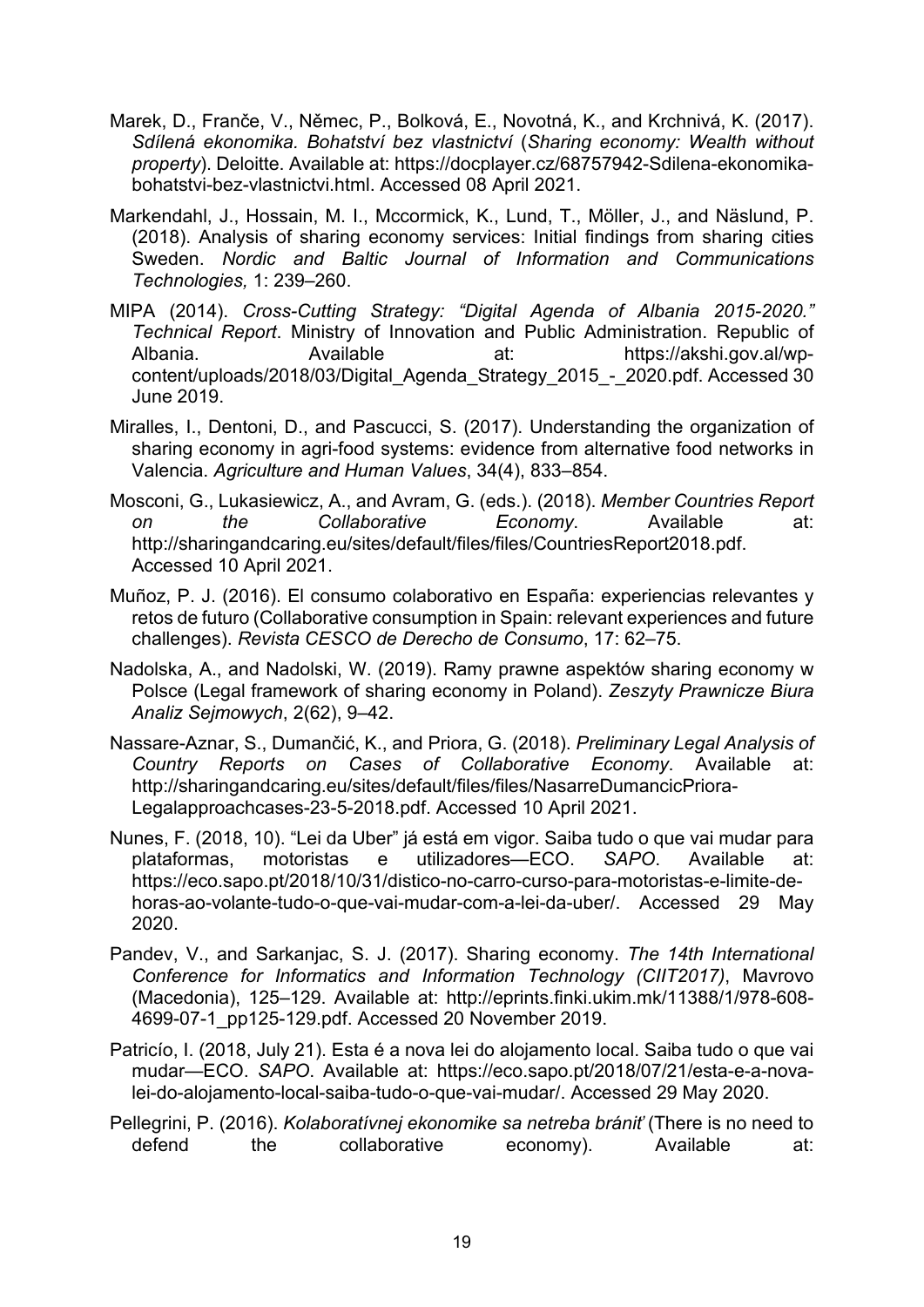Marek, D., Franče, V., Němec, P., Bolková, E., Novotná, K., and Krchnivá, K. (2017). *Sdílená ekonomika. Bohatství bez vlastnictví* (*Sharing economy: Wealth without property*). Deloitte. Available at: https://docplayer.cz/68757942-Sdilena-ekonomika-bohatstvi-bez-vlastnictvi.html. Accessed 08 April 2021.

Markendahl, J., Hossain, M. I., Mccormick, K., Lund, T., Möller, J., and Näslund, P. (2018). Analysis of sharing economy services: Initial findings from sharing cities Sweden. *Nordic and Baltic Journal of Information and Communications Technologies,* 1: 239–260.

MIPA (2014). *Cross-Cutting Strategy: "Digital Agenda of Albania 2015-2020." Technical Report*. Ministry of Innovation and Public Administration. Republic of Albania. Available at: https://akshi.gov.al/wp-content/uploads/2018/03/Digital_Agenda_Strategy_2015_-_2020.pdf. Accessed 30 June 2019.

Miralles, I., Dentoni, D., and Pascucci, S. (2017). Understanding the organization of sharing economy in agri-food systems: evidence from alternative food networks in Valencia. *Agriculture and Human Values*, 34(4), 833–854.

Mosconi, G., Lukasiewicz, A., and Avram, G. (eds.). (2018). *Member Countries Report on the Collaborative Economy*. Available at: http://sharingandcaring.eu/sites/default/files/files/CountriesReport2018.pdf. Accessed 10 April 2021.

Muñoz, P. J. (2016). El consumo colaborativo en España: experiencias relevantes y retos de futuro (Collaborative consumption in Spain: relevant experiences and future challenges). *Revista CESCO de Derecho de Consumo*, 17: 62–75.

Nadolska, A., and Nadolski, W. (2019). Ramy prawne aspektów sharing economy w Polsce (Legal framework of sharing economy in Poland). *Zeszyty Prawnicze Biura Analiz Sejmowych*, 2(62), 9–42.

Nassare-Aznar, S., Dumančić, K., and Priora, G. (2018). *Preliminary Legal Analysis of Country Reports on Cases of Collaborative Economy*. Available at: http://sharingandcaring.eu/sites/default/files/files/NasarreDumancicPriora-Legalapproachcases-23-5-2018.pdf. Accessed 10 April 2021.

Nunes, F. (2018, 10). "Lei da Uber" já está em vigor. Saiba tudo o que vai mudar para plataformas, motoristas e utilizadores—ECO. *SAPO*. Available at: https://eco.sapo.pt/2018/10/31/distico-no-carro-curso-para-motoristas-e-limite-de-horas-ao-volante-tudo-o-que-vai-mudar-com-a-lei-da-uber/. Accessed 29 May 2020.

Pandev, V., and Sarkanjac, S. J. (2017). Sharing economy. *The 14th International Conference for Informatics and Information Technology (CIIT2017)*, Mavrovo (Macedonia), 125–129. Available at: http://eprints.finki.ukim.mk/11388/1/978-608-4699-07-1_pp125-129.pdf. Accessed 20 November 2019.

Patricío, I. (2018, July 21). Esta é a nova lei do alojamento local. Saiba tudo o que vai mudar—ECO. *SAPO*. Available at: https://eco.sapo.pt/2018/07/21/esta-e-a-nova-lei-do-alojamento-local-saiba-tudo-o-que-vai-mudar/. Accessed 29 May 2020.

Pellegrini, P. (2016). *Kolaboratívnej ekonomike sa netreba brániť* (There is no need to defend the collaborative economy). Available at: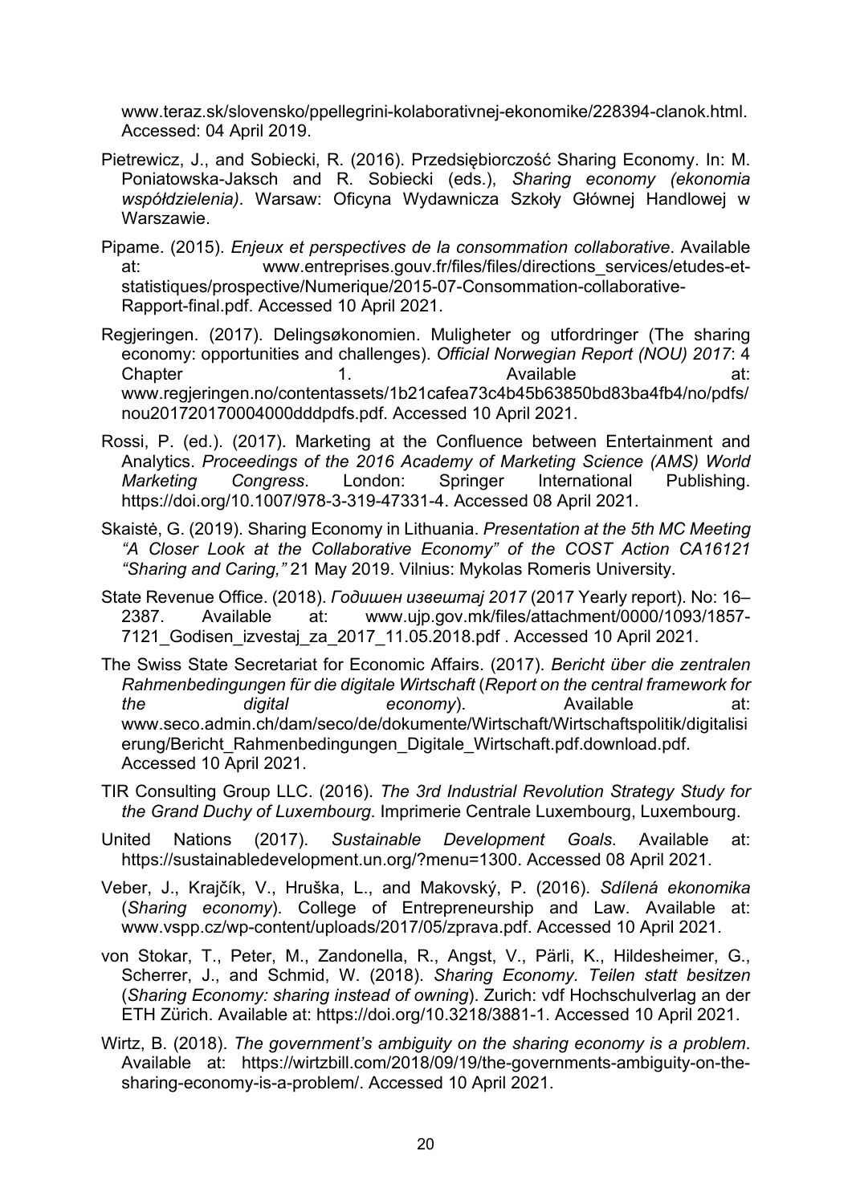www.teraz.sk/slovensko/ppellegrini-kolaborativnej-ekonomike/228394-clanok.html. Accessed: 04 April 2019.

Pietrewicz, J., and Sobiecki, R. (2016). Przedsiębiorczość Sharing Economy. In: M. Poniatowska-Jaksch and R. Sobiecki (eds.), *Sharing economy (ekonomia współdzielenia)*. Warsaw: Oficyna Wydawnicza Szkoły Głównej Handlowej w Warszawie.

Pipame. (2015). *Enjeux et perspectives de la consommation collaborative*. Available at: www.entreprises.gouv.fr/files/files/directions_services/etudes-et-statistiques/prospective/Numerique/2015-07-Consommation-collaborative-Rapport-final.pdf. Accessed 10 April 2021.

Regjeringen. (2017). Delingsøkonomien. Muligheter og utfordringer (The sharing economy: opportunities and challenges). *Official Norwegian Report (NOU) 2017*: 4 Chapter 1. Available at: www.regjeringen.no/contentassets/1b21cafea73c4b45b63850bd83ba4fb4/no/pdfs/nou201720170004000dddpdfs.pdf. Accessed 10 April 2021.

Rossi, P. (ed.). (2017). Marketing at the Confluence between Entertainment and Analytics. *Proceedings of the 2016 Academy of Marketing Science (AMS) World Marketing Congress*. London: Springer International Publishing. https://doi.org/10.1007/978-3-319-47331-4. Accessed 08 April 2021.

Skaistė, G. (2019). Sharing Economy in Lithuania. *Presentation at the 5th MC Meeting "A Closer Look at the Collaborative Economy" of the COST Action CA16121 "Sharing and Caring,"* 21 May 2019. Vilnius: Mykolas Romeris University.

State Revenue Office. (2018). *Годишен извештај 2017* (2017 Yearly report). No: 16–2387. Available at: www.ujp.gov.mk/files/attachment/0000/1093/1857-7121_Godisen_izvestaj_za_2017_11.05.2018.pdf . Accessed 10 April 2021.

The Swiss State Secretariat for Economic Affairs. (2017). *Bericht über die zentralen Rahmenbedingungen für die digitale Wirtschaft* (*Report on the central framework for the digital economy*). Available at: www.seco.admin.ch/dam/seco/de/dokumente/Wirtschaft/Wirtschaftspolitik/digitalisierung/Bericht_Rahmenbedingungen_Digitale_Wirtschaft.pdf.download.pdf. Accessed 10 April 2021.

TIR Consulting Group LLC. (2016). *The 3rd Industrial Revolution Strategy Study for the Grand Duchy of Luxembourg*. Imprimerie Centrale Luxembourg, Luxembourg.

United Nations (2017). *Sustainable Development Goals*. Available at: https://sustainabledevelopment.un.org/?menu=1300. Accessed 08 April 2021.

Veber, J., Krajčík, V., Hruška, L., and Makovský, P. (2016). *Sdílená ekonomika* (*Sharing economy*). College of Entrepreneurship and Law. Available at: www.vspp.cz/wp-content/uploads/2017/05/zprava.pdf. Accessed 10 April 2021.

von Stokar, T., Peter, M., Zandonella, R., Angst, V., Pärli, K., Hildesheimer, G., Scherrer, J., and Schmid, W. (2018). *Sharing Economy. Teilen statt besitzen* (*Sharing Economy: sharing instead of owning*). Zurich: vdf Hochschulverlag an der ETH Zürich. Available at: https://doi.org/10.3218/3881-1. Accessed 10 April 2021.

Wirtz, B. (2018). *The government's ambiguity on the sharing economy is a problem*. Available at: https://wirtzbill.com/2018/09/19/the-governments-ambiguity-on-the-sharing-economy-is-a-problem/. Accessed 10 April 2021.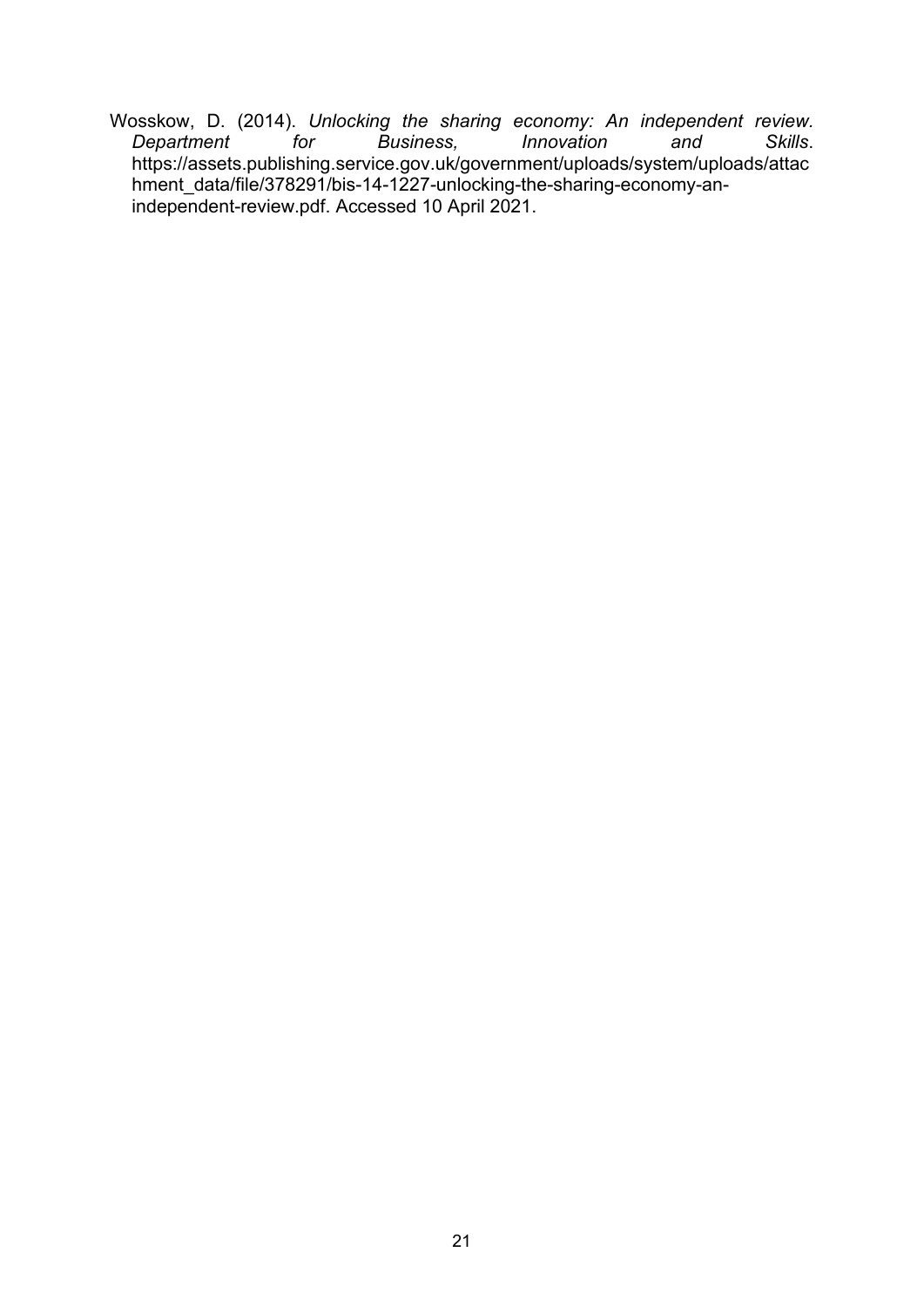Wosskow, D. (2014). *Unlocking the sharing economy: An independent review*. *Department for Business, Innovation and Skills*. https://assets.publishing.service.gov.uk/government/uploads/system/uploads/attachment_data/file/378291/bis-14-1227-unlocking-the-sharing-economy-an-independent-review.pdf. Accessed 10 April 2021.